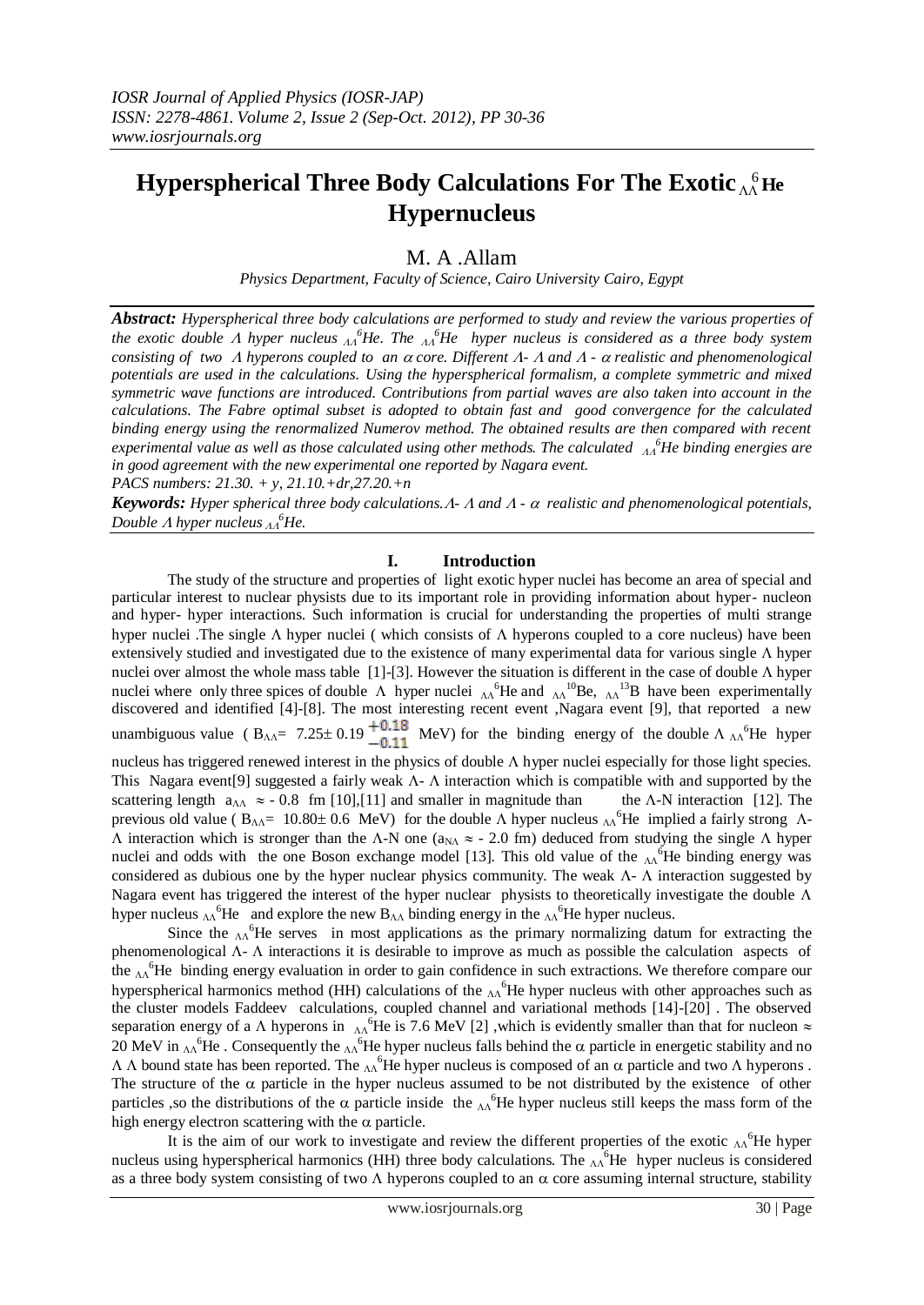# Hyperspherical Three Body Calculations For The Exotic $_{\Lambda\Lambda}^{6}He$ Hypernucleus

M. A .Allam

*Physics Department, Faculty of Science, Cairo University Cairo, Egypt*

***Abstract:*** *Hyperspherical three body calculations are performed to study and review the various properties of the exotic double $\Lambda$ hyper nucleus $_{\Lambda\Lambda}^{6}He$. The $_{\Lambda\Lambda}^{6}He$ hyper nucleus is considered as a three body system consisting of two $\Lambda$ hyperons coupled to an $\alpha$ core. Different $\Lambda$- $\Lambda$ and $\Lambda$ - $\alpha$ realistic and phenomenological potentials are used in the calculations. Using the hyperspherical formalism, a complete symmetric and mixed symmetric wave functions are introduced. Contributions from partial waves are also taken into account in the calculations. The Fabre optimal subset is adopted to obtain fast and good convergence for the calculated binding energy using the renormalized Numerov method. The obtained results are then compared with recent experimental value as well as those calculated using other methods. The calculated $_{\Lambda\Lambda}^{6}He$ binding energies are in good agreement with the new experimental one reported by Nagara event.*

*PACS numbers: 21.30. + y, 21.10.+dr,27.20.+n*

***Keywords:*** *Hyper spherical three body calculations.$\Lambda$- $\Lambda$ and $\Lambda$ - $\alpha$ realistic and phenomenological potentials, Double $\Lambda$ hyper nucleus $_{\Lambda\Lambda}^{6}He$.*

## I. Introduction

The study of the structure and properties of light exotic hyper nuclei has become an area of special and particular interest to nuclear physists due to its important role in providing information about hyper- nucleon and hyper- hyper interactions. Such information is crucial for understanding the properties of multi strange hyper nuclei .The single $\Lambda$ hyper nuclei ( which consists of $\Lambda$ hyperons coupled to a core nucleus) have been extensively studied and investigated due to the existence of many experimental data for various single $\Lambda$ hyper nuclei over almost the whole mass table [1]-[3]. However the situation is different in the case of double $\Lambda$ hyper nuclei where only three spices of double $\Lambda$ hyper nuclei $_{\Lambda\Lambda}^{6}He$ and $_{\Lambda\Lambda}^{10}Be$, $_{\Lambda\Lambda}^{13}B$ have been experimentally discovered and identified [4]-[8]. The most interesting recent event ,Nagara event [9], that reported a new unambiguous value ( $B_{\Lambda\Lambda}$= $7.25\pm 0.19 \,^{+0.18}_{-0.11}$ MeV) for the binding energy of the double $\Lambda$ $_{\Lambda\Lambda}^{6}He$ hyper nucleus has triggered renewed interest in the physics of double $\Lambda$ hyper nuclei especially for those light species. This Nagara event[9] suggested a fairly weak $\Lambda$- $\Lambda$ interaction which is compatible with and supported by the scattering length $a_{\Lambda\Lambda} \approx$ - 0.8 fm [10],[11] and smaller in magnitude than the $\Lambda$-N interaction [12]. The previous old value ( $B_{\Lambda\Lambda}$= 10.80± 0.6 MeV) for the double $\Lambda$ hyper nucleus $_{\Lambda\Lambda}^{6}He$ implied a fairly strong $\Lambda$-$\Lambda$ interaction which is stronger than the $\Lambda$-N one ($a_{N\Lambda} \approx$ - 2.0 fm) deduced from studying the single $\Lambda$ hyper nuclei and odds with the one Boson exchange model [13]. This old value of the $_{\Lambda\Lambda}^{6}He$ binding energy was considered as dubious one by the hyper nuclear physics community. The weak $\Lambda$- $\Lambda$ interaction suggested by Nagara event has triggered the interest of the hyper nuclear physists to theoretically investigate the double $\Lambda$ hyper nucleus $_{\Lambda\Lambda}^{6}He$ and explore the new $B_{\Lambda\Lambda}$ binding energy in the $_{\Lambda\Lambda}^{6}He$ hyper nucleus.

Since the $_{\Lambda\Lambda}^{6}He$ serves in most applications as the primary normalizing datum for extracting the phenomenological $\Lambda$- $\Lambda$ interactions it is desirable to improve as much as possible the calculation aspects of the $_{\Lambda\Lambda}^{6}He$ binding energy evaluation in order to gain confidence in such extractions. We therefore compare our hyperspherical harmonics method (HH) calculations of the $_{\Lambda\Lambda}^{6}He$ hyper nucleus with other approaches such as the cluster models Faddeev calculations, coupled channel and variational methods [14]-[20] . The observed separation energy of a $\Lambda$ hyperons in $_{\Lambda\Lambda}^{6}He$ is 7.6 MeV [2] ,which is evidently smaller than that for nucleon $\approx$ 20 MeV in $_{\Lambda\Lambda}^{6}He$ . Consequently the $_{\Lambda\Lambda}^{6}He$ hyper nucleus falls behind the $\alpha$ particle in energetic stability and no $\Lambda$ $\Lambda$ bound state has been reported. The $_{\Lambda\Lambda}^{6}He$ hyper nucleus is composed of an $\alpha$ particle and two $\Lambda$ hyperons . The structure of the $\alpha$ particle in the hyper nucleus assumed to be not distributed by the existence of other particles ,so the distributions of the $\alpha$ particle inside the $_{\Lambda\Lambda}^{6}He$ hyper nucleus still keeps the mass form of the high energy electron scattering with the $\alpha$ particle.

It is the aim of our work to investigate and review the different properties of the exotic $_{\Lambda\Lambda}^{6}He$ hyper nucleus using hyperspherical harmonics (HH) three body calculations. The $_{\Lambda\Lambda}^{6}He$ hyper nucleus is considered as a three body system consisting of two $\Lambda$ hyperons coupled to an $\alpha$ core assuming internal structure, stability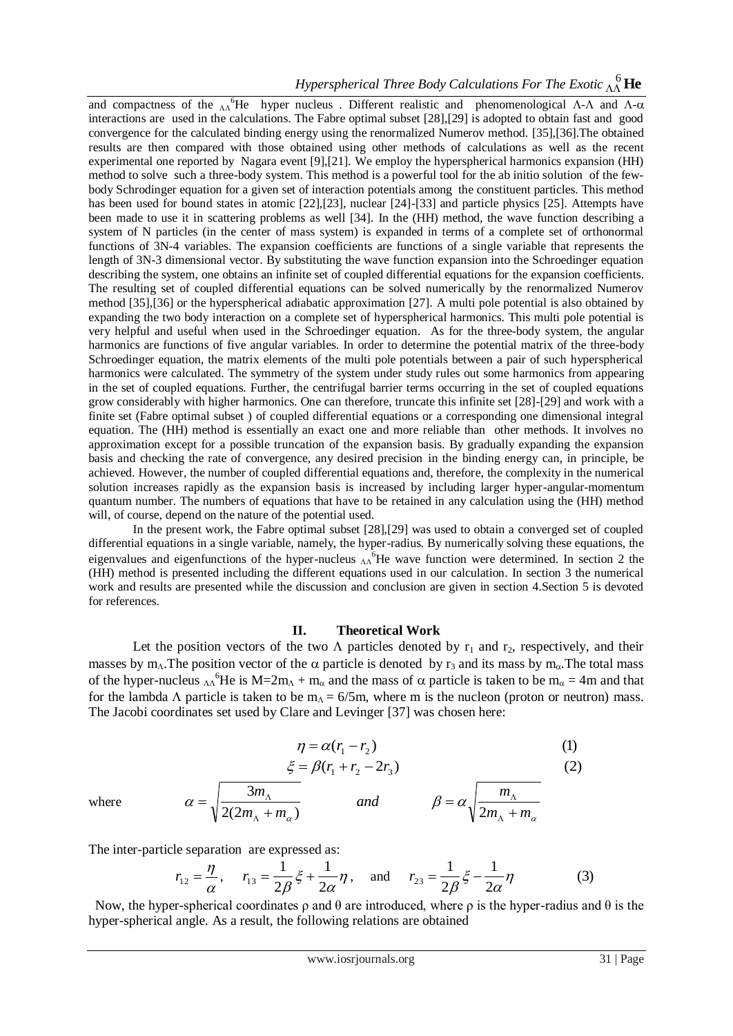and compactness of the $_{\Lambda\Lambda}^{6}He$ hyper nucleus . Different realistic and phenomenological Λ-Λ and Λ-α interactions are used in the calculations. The Fabre optimal subset [28],[29] is adopted to obtain fast and good convergence for the calculated binding energy using the renormalized Numerov method. [35],[36].The obtained results are then compared with those obtained using other methods of calculations as well as the recent experimental one reported by Nagara event [9],[21]. We employ the hyperspherical harmonics expansion (HH) method to solve such a three-body system. This method is a powerful tool for the ab initio solution of the few-body Schrodinger equation for a given set of interaction potentials among the constituent particles. This method has been used for bound states in atomic [22],[23], nuclear [24]-[33] and particle physics [25]. Attempts have been made to use it in scattering problems as well [34]. In the (HH) method, the wave function describing a system of N particles (in the center of mass system) is expanded in terms of a complete set of orthonormal functions of 3N-4 variables. The expansion coefficients are functions of a single variable that represents the length of 3N-3 dimensional vector. By substituting the wave function expansion into the Schroedinger equation describing the system, one obtains an infinite set of coupled differential equations for the expansion coefficients. The resulting set of coupled differential equations can be solved numerically by the renormalized Numerov method [35],[36] or the hyperspherical adiabatic approximation [27]. A multi pole potential is also obtained by expanding the two body interaction on a complete set of hyperspherical harmonics. This multi pole potential is very helpful and useful when used in the Schroedinger equation. As for the three-body system, the angular harmonics are functions of five angular variables. In order to determine the potential matrix of the three-body Schroedinger equation, the matrix elements of the multi pole potentials between a pair of such hyperspherical harmonics were calculated. The symmetry of the system under study rules out some harmonics from appearing in the set of coupled equations. Further, the centrifugal barrier terms occurring in the set of coupled equations grow considerably with higher harmonics. One can therefore, truncate this infinite set [28]-[29] and work with a finite set (Fabre optimal subset ) of coupled differential equations or a corresponding one dimensional integral equation. The (HH) method is essentially an exact one and more reliable than other methods. It involves no approximation except for a possible truncation of the expansion basis. By gradually expanding the expansion basis and checking the rate of convergence, any desired precision in the binding energy can, in principle, be achieved. However, the number of coupled differential equations and, therefore, the complexity in the numerical solution increases rapidly as the expansion basis is increased by including larger hyper-angular-momentum quantum number. The numbers of equations that have to be retained in any calculation using the (HH) method will, of course, depend on the nature of the potential used.

In the present work, the Fabre optimal subset [28],[29] was used to obtain a converged set of coupled differential equations in a single variable, namely, the hyper-radius. By numerically solving these equations, the eigenvalues and eigenfunctions of the hyper-nucleus $_{\Lambda\Lambda}^{6}He$ wave function were determined. In section 2 the (HH) method is presented including the different equations used in our calculation. In section 3 the numerical work and results are presented while the discussion and conclusion are given in section 4.Section 5 is devoted for references.

## II. Theoretical Work

Let the position vectors of the two Λ particles denoted by $r_1$ and $r_2$, respectively, and their masses by $m_\Lambda$.The position vector of the α particle is denoted by $r_3$ and its mass by $m_\alpha$.The total mass of the hyper-nucleus $_{\Lambda\Lambda}^{6}He$ is $M=2m_\Lambda + m_\alpha$ and the mass of α particle is taken to be $m_\alpha = 4m$ and that for the lambda Λ particle is taken to be $m_\Lambda = 6/5m$, where m is the nucleon (proton or neutron) mass. The Jacobi coordinates set used by Clare and Levinger [37] was chosen here:

$$\eta = \alpha(r_1 - r_2) \qquad (1)$$

$$\xi = \beta(r_1 + r_2 - 2r_3) \qquad (2)$$

where
$$\alpha = \sqrt{\frac{3m_\Lambda}{2(2m_\Lambda + m_\alpha)}} \qquad and \qquad \beta = \alpha\sqrt{\frac{m_\Lambda}{2m_\Lambda + m_\alpha}}$$

The inter-particle separation are expressed as:

$$r_{12} = \frac{\eta}{\alpha}, \quad r_{13} = \frac{1}{2\beta}\xi + \frac{1}{2\alpha}\eta, \quad \text{and} \quad r_{23} = \frac{1}{2\beta}\xi - \frac{1}{2\alpha}\eta \qquad (3)$$

Now, the hyper-spherical coordinates ρ and θ are introduced, where ρ is the hyper-radius and θ is the hyper-spherical angle. As a result, the following relations are obtained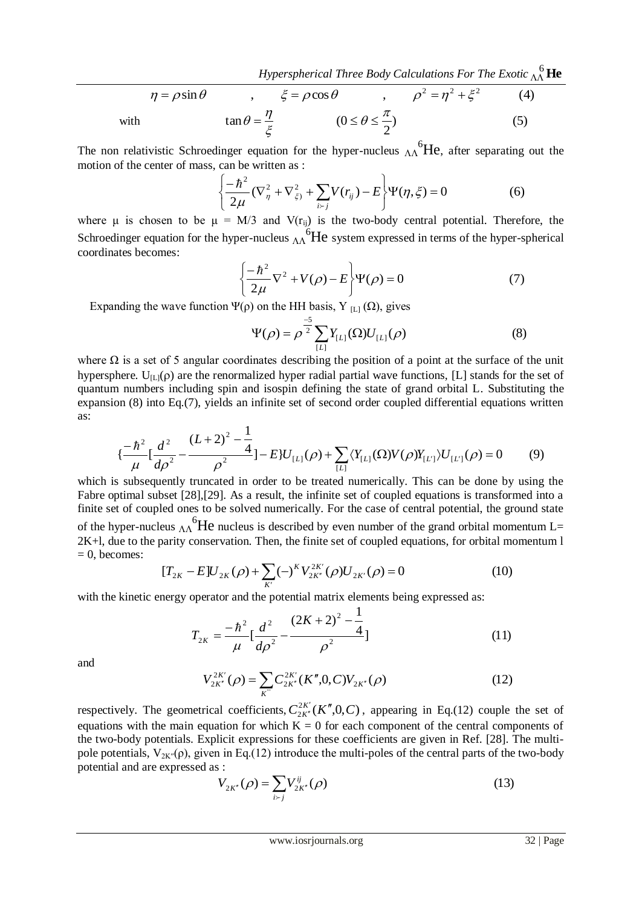$$\eta = \rho \sin\theta \qquad , \qquad \xi = \rho\cos\theta \qquad , \qquad \rho^2 = \eta^2 + \xi^2 \tag{4}$$

with

$$\tan\theta = \frac{\eta}{\xi} \qquad (0 \le \theta \le \frac{\pi}{2}) \tag{5}$$

The non relativistic Schroedinger equation for the hyper-nucleus $_{\Lambda\Lambda}{}^{6}\mathrm{He}$, after separating out the motion of the center of mass, can be written as :

$$\left\{\frac{-\hbar^2}{2\mu}(\nabla_\eta^2 + \nabla_\xi^2) + \sum_{i \succ j} V(r_{ij}) - E\right\}\Psi(\eta,\xi) = 0 \tag{6}$$

where μ is chosen to be μ = M/3 and $V(r_{ij})$ is the two-body central potential. Therefore, the Schroedinger equation for the hyper-nucleus $_{\Lambda\Lambda}{}^{6}\mathrm{He}$ system expressed in terms of the hyper-spherical coordinates becomes:

$$\left\{\frac{-\hbar^2}{2\mu}\nabla^2 + V(\rho) - E\right\}\Psi(\rho) = 0 \tag{7}$$

Expanding the wave function Ψ(ρ) on the HH basis, $Y_{[L]}(\Omega)$, gives

$$\Psi(\rho) = \rho^{\frac{-5}{2}} \sum_{[L]} Y_{[L]}(\Omega) U_{[L]}(\rho) \tag{8}$$

where Ω is a set of 5 angular coordinates describing the position of a point at the surface of the unit hypersphere. $U_{[L]}(\rho)$ are the renormalized hyper radial partial wave functions, [L] stands for the set of quantum numbers including spin and isospin defining the state of grand orbital L. Substituting the expansion (8) into Eq.(7), yields an infinite set of second order coupled differential equations written as:

$$\{\frac{-\hbar^2}{\mu}[\frac{d^2}{d\rho^2} - \frac{(L+2)^2 - \frac{1}{4}}{\rho^2}] - E\}U_{[L]}(\rho) + \sum_{[L]} \langle Y_{[L]}(\Omega) V(\rho) Y_{[L']}\rangle U_{[L']}(\rho) = 0 \tag{9}$$

which is subsequently truncated in order to be treated numerically. This can be done by using the Fabre optimal subset [28],[29]. As a result, the infinite set of coupled equations is transformed into a finite set of coupled ones to be solved numerically. For the case of central potential, the ground state of the hyper-nucleus $_{\Lambda\Lambda}{}^{6}\mathrm{He}$ nucleus is described by even number of the grand orbital momentum L= 2K+l, due to the parity conservation. Then, the finite set of coupled equations, for orbital momentum l = 0, becomes:

$$[T_{2K} - E]U_{2K}(\rho) + \sum_{K'} (-)^K V_{2K''}^{2K'}(\rho) U_{2K'}(\rho) = 0 \tag{10}$$

with the kinetic energy operator and the potential matrix elements being expressed as:

$$T_{2K} = \frac{-\hbar^2}{\mu}[\frac{d^2}{d\rho^2} - \frac{(2K+2)^2 - \frac{1}{4}}{\rho^2}] \tag{11}$$

and

$$V_{2K''}^{2K'}(\rho) = \sum_{K'''} C_{2K''}^{2K'}(K'',0,C) V_{2K''}(\rho) \tag{12}$$

respectively. The geometrical coefficients, $C_{2K''}^{2K'}(K'',0,C)$, appearing in Eq.(12) couple the set of equations with the main equation for which K = 0 for each component of the central components of the two-body potentials. Explicit expressions for these coefficients are given in Ref. [28]. The multi-pole potentials, $V_{2K''}(\rho)$, given in Eq.(12) introduce the multi-poles of the central parts of the two-body potential and are expressed as :

$$V_{2K''}(\rho) = \sum_{i \succ j} V_{2K''}^{ij}(\rho) \tag{13}$$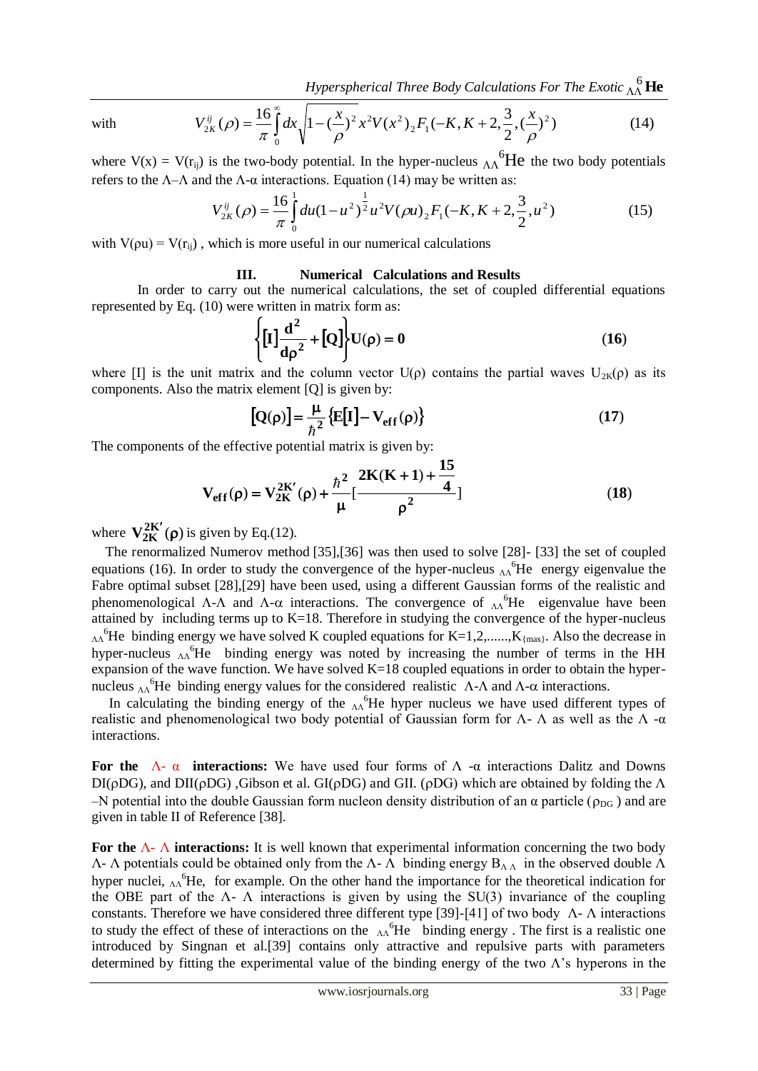with
$$V_{2K}^{ij}(\rho) = \frac{16}{\pi}\int_0^\infty dx\sqrt{1-(\frac{x}{\rho})^2}\, x^2 V(x^2)\,{}_2F_1(-K, K+2, \frac{3}{2}, (\frac{x}{\rho})^2) \tag{14}$$

where $V(x) = V(r_{ij})$ is the two-body potential. In the hyper-nucleus $_{\Lambda\Lambda}{}^{6}He$ the two body potentials refers to the $\Lambda$–$\Lambda$ and the $\Lambda$-$\alpha$ interactions. Equation (14) may be written as:

$$V_{2K}^{ij}(\rho) = \frac{16}{\pi}\int_0^1 du(1-u^2)^{\frac{1}{2}} u^2 V(\rho u)\,{}_2F_1(-K, K+2, \frac{3}{2}, u^2) \tag{15}$$

with $V(\rho u) = V(r_{ij})$ , which is more useful in our numerical calculations

## III. Numerical Calculations and Results

In order to carry out the numerical calculations, the set of coupled differential equations represented by Eq. (10) were written in matrix form as:

$$\left\{[\mathbf{I}]\frac{\mathbf{d^2}}{\mathbf{d\rho^2}} + [\mathbf{Q}]\right\}\mathbf{U}(\rho) = \mathbf{0} \tag{16}$$

where [I] is the unit matrix and the column vector $U(\rho)$ contains the partial waves $U_{2K}(\rho)$ as its components. Also the matrix element [Q] is given by:

$$[\mathbf{Q}(\rho)] = \frac{\mu}{\hbar^2}\{\mathbf{E}[\mathbf{I}] - \mathbf{V_{eff}}(\rho)\} \tag{17}$$

The components of the effective potential matrix is given by:

$$\mathbf{V_{eff}}(\rho) = \mathbf{V_{2K}^{2K'}}(\rho) + \frac{\hbar^2}{\mu}\left[\frac{\mathbf{2K(K+1)} + \frac{\mathbf{15}}{\mathbf{4}}}{\rho^2}\right] \tag{18}$$

where $\mathbf{V_{2K}^{2K'}}(\rho)$ is given by Eq.(12).

The renormalized Numerov method [35],[36] was then used to solve [28]- [33] the set of coupled equations (16). In order to study the convergence of the hyper-nucleus $_{\Lambda\Lambda}{}^{6}He$ energy eigenvalue the Fabre optimal subset [28],[29] have been used, using a different Gaussian forms of the realistic and phenomenological $\Lambda$-$\Lambda$ and $\Lambda$-$\alpha$ interactions. The convergence of $_{\Lambda\Lambda}{}^{6}He$ eigenvalue have been attained by including terms up to K=18. Therefore in studying the convergence of the hyper-nucleus $_{\Lambda\Lambda}{}^{6}He$ binding energy we have solved K coupled equations for $K=1,2,......,K_{\{max\}}$. Also the decrease in hyper-nucleus $_{\Lambda\Lambda}{}^{6}He$ binding energy was noted by increasing the number of terms in the HH expansion of the wave function. We have solved K=18 coupled equations in order to obtain the hyper-nucleus $_{\Lambda\Lambda}{}^{6}He$ binding energy values for the considered realistic $\Lambda$-$\Lambda$ and $\Lambda$-$\alpha$ interactions.

In calculating the binding energy of the $_{\Lambda\Lambda}{}^{6}He$ hyper nucleus we have used different types of realistic and phenomenological two body potential of Gaussian form for $\Lambda$- $\Lambda$ as well as the $\Lambda$ -$\alpha$ interactions.

**For the $\Lambda$- $\alpha$ interactions:** We have used four forms of $\Lambda$ -$\alpha$ interactions Dalitz and Downs DI($\rho$DG), and DII($\rho$DG) ,Gibson et al. GI($\rho$DG) and GII. ($\rho$DG) which are obtained by folding the $\Lambda$ –N potential into the double Gaussian form nucleon density distribution of an $\alpha$ particle ($\rho_{DG}$ ) and are given in table II of Reference [38].

**For the $\Lambda$- $\Lambda$ interactions:** It is well known that experimental information concerning the two body $\Lambda$- $\Lambda$ potentials could be obtained only from the $\Lambda$- $\Lambda$ binding energy $B_{\Lambda\Lambda}$ in the observed double $\Lambda$ hyper nuclei, $_{\Lambda\Lambda}{}^{6}He$, for example. On the other hand the importance for the theoretical indication for the OBE part of the $\Lambda$- $\Lambda$ interactions is given by using the SU(3) invariance of the coupling constants. Therefore we have considered three different type [39]-[41] of two body $\Lambda$- $\Lambda$ interactions to study the effect of these of interactions on the $_{\Lambda\Lambda}{}^{6}He$ binding energy . The first is a realistic one introduced by Singnan et al.[39] contains only attractive and repulsive parts with parameters determined by fitting the experimental value of the binding energy of the two $\Lambda$'s hyperons in the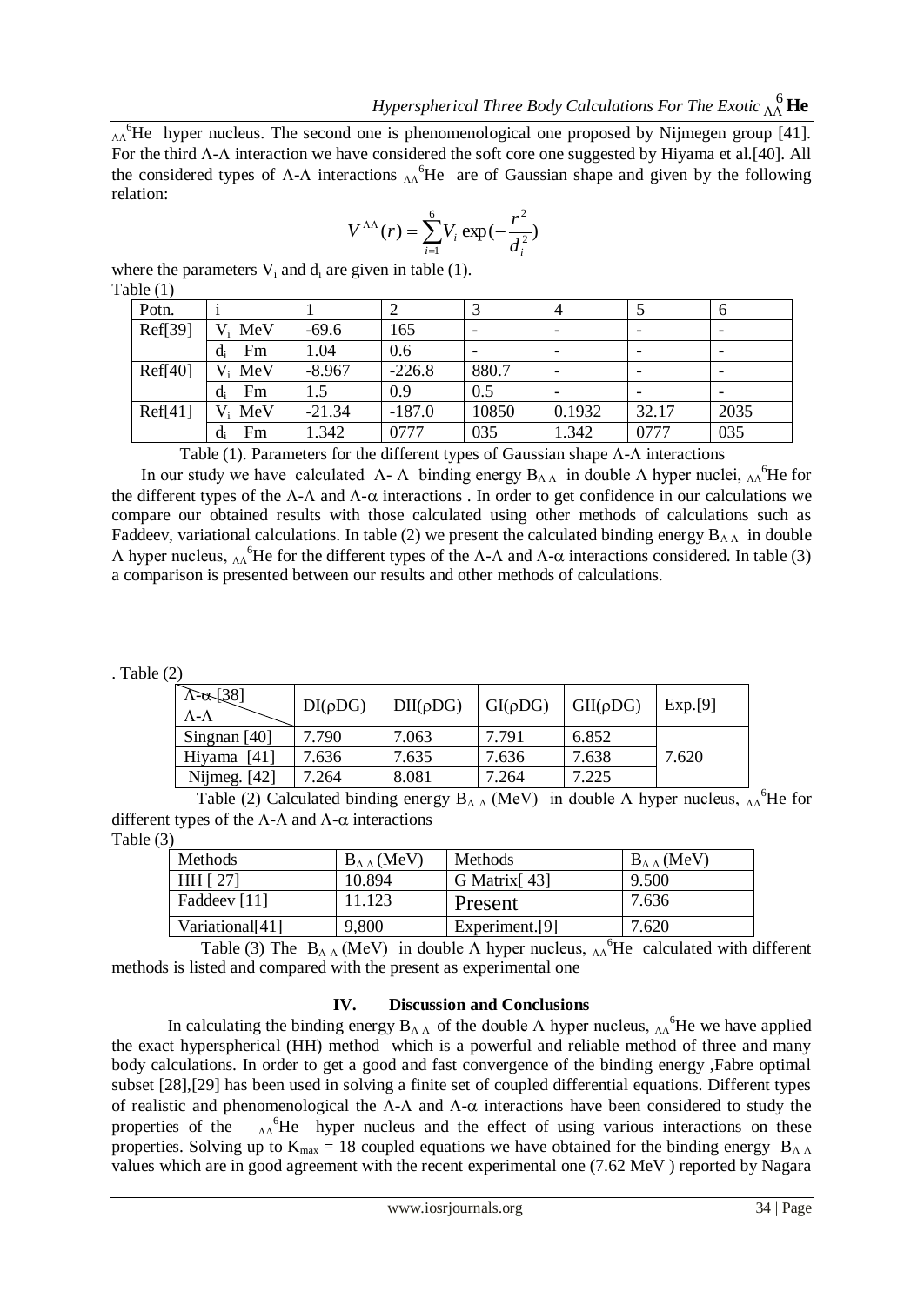$_{\Lambda\Lambda}{}^{6}$He hyper nucleus. The second one is phenomenological one proposed by Nijmegen group [41]. For the third Λ-Λ interaction we have considered the soft core one suggested by Hiyama et al.[40]. All the considered types of Λ-Λ interactions $_{\Lambda\Lambda}{}^{6}$He are of Gaussian shape and given by the following relation:

$$V^{\Lambda\Lambda}(r) = \sum_{i=1}^{6} V_i \exp(-\frac{r^2}{d_i^2})$$

where the parameters $V_i$ and $d_i$ are given in table (1).

Table (1)

| Potn. | i | 1 | 2 | 3 | 4 | 5 | 6 |
|---|---|---|---|---|---|---|---|
| Ref[39] | $V_i$ MeV | -69.6 | 165 | - | - | - | - |
| | $d_i$ Fm | 1.04 | 0.6 | - | - | - | - |
| Ref[40] | $V_i$ MeV | -8.967 | -226.8 | 880.7 | - | - | - |
| | $d_i$ Fm | 1.5 | 0.9 | 0.5 | - | - | - |
| Ref[41] | $V_i$ MeV | -21.34 | -187.0 | 10850 | 0.1932 | 32.17 | 2035 |
| | $d_i$ Fm | 1.342 | 0777 | 035 | 1.342 | 0777 | 035 |

Table (1). Parameters for the different types of Gaussian shape Λ-Λ interactions

In our study we have calculated Λ- Λ binding energy $B_{\Lambda\Lambda}$ in double Λ hyper nuclei, $_{\Lambda\Lambda}{}^{6}$He for the different types of the Λ-Λ and Λ-α interactions . In order to get confidence in our calculations we compare our obtained results with those calculated using other methods of calculations such as Faddeev, variational calculations. In table (2) we present the calculated binding energy $B_{\Lambda\Lambda}$ in double Λ hyper nucleus, $_{\Lambda\Lambda}{}^{6}$He for the different types of the Λ-Λ and Λ-α interactions considered. In table (3) a comparison is presented between our results and other methods of calculations.

. Table (2)

| Λ-α [38] / Λ-Λ | DI(ρDG) | DII(ρDG) | GI(ρDG) | GII(ρDG) | Exp.[9] |
|---|---|---|---|---|---|
| Singnan [40] | 7.790 | 7.063 | 7.791 | 6.852 | |
| Hiyama [41] | 7.636 | 7.635 | 7.636 | 7.638 | 7.620 |
| Nijmeg. [42] | 7.264 | 8.081 | 7.264 | 7.225 | |

Table (2) Calculated binding energy $B_{\Lambda\Lambda}$ (MeV) in double Λ hyper nucleus, $_{\Lambda\Lambda}{}^{6}$He for different types of the Λ-Λ and Λ-α interactions

Table (3)

| Methods | $B_{\Lambda\Lambda}$ (MeV) | Methods | $B_{\Lambda\Lambda}$ (MeV) |
|---|---|---|---|
| HH [ 27] | 10.894 | G Matrix[ 43] | 9.500 |
| Faddeev [11] | 11.123 | Present | 7.636 |
| Variational[41] | 9,800 | Experiment.[9] | 7.620 |

Table (3) The $B_{\Lambda\Lambda}$ (MeV) in double Λ hyper nucleus, $_{\Lambda\Lambda}{}^{6}$He calculated with different methods is listed and compared with the present as experimental one

## IV. Discussion and Conclusions

In calculating the binding energy $B_{\Lambda\Lambda}$ of the double Λ hyper nucleus, $_{\Lambda\Lambda}{}^{6}$He we have applied the exact hyperspherical (HH) method which is a powerful and reliable method of three and many body calculations. In order to get a good and fast convergence of the binding energy ,Fabre optimal subset [28],[29] has been used in solving a finite set of coupled differential equations. Different types of realistic and phenomenological the Λ-Λ and Λ-α interactions have been considered to study the properties of the $_{\Lambda\Lambda}{}^{6}$He hyper nucleus and the effect of using various interactions on these properties. Solving up to $K_{max}$ = 18 coupled equations we have obtained for the binding energy $B_{\Lambda\Lambda}$ values which are in good agreement with the recent experimental one (7.62 MeV ) reported by Nagara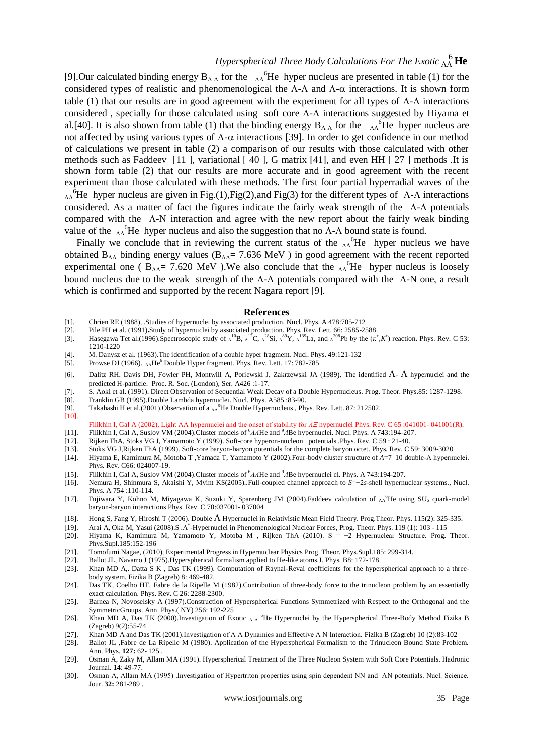[9].Our calculated binding energy $B_{\Lambda\Lambda}$ for the $^{6}_{\Lambda\Lambda}He$ hyper nucleus are presented in table (1) for the considered types of realistic and phenomenological the Λ-Λ and Λ-α interactions. It is shown form table (1) that our results are in good agreement with the experiment for all types of Λ-Λ interactions considered , specially for those calculated using soft core Λ-Λ interactions suggested by Hiyama et al.[40]. It is also shown from table (1) that the binding energy $B_{\Lambda\Lambda}$ for the $^{6}_{\Lambda\Lambda}He$ hyper nucleus are not affected by using various types of Λ-α interactions [39]. In order to get confidence in our method of calculations we present in table (2) a comparison of our results with those calculated with other methods such as Faddeev [11 ], variational [ 40 ], G matrix [41], and even HH [ 27 ] methods .It is shown form table (2) that our results are more accurate and in good agreement with the recent experiment than those calculated with these methods. The first four partial hyperradial waves of the $^{6}_{\Lambda\Lambda}He$ hyper nucleus are given in Fig.(1),Fig(2),and Fig(3) for the different types of Λ-Λ interactions considered. As a matter of fact the figures indicate the fairly weak strength of the Λ-Λ potentials compared with the Λ-N interaction and agree with the new report about the fairly weak binding value of the $^{6}_{\Lambda\Lambda}He$ hyper nucleus and also the suggestion that no Λ-Λ bound state is found.

Finally we conclude that in reviewing the current status of the $^{6}_{\Lambda\Lambda}He$ hyper nucleus we have obtained $B_{\Lambda\Lambda}$ binding energy values ($B_{\Lambda\Lambda}$= 7.636 MeV ) in good agreement with the recent reported experimental one ( $B_{\Lambda\Lambda}$= 7.620 MeV ).We also conclude that the $^{6}_{\Lambda\Lambda}He$ hyper nucleus is loosely bound nucleus due to the weak strength of the Λ-Λ potentials compared with the Λ-N one, a result which is confirmed and supported by the recent Nagara report [9].

## References

[1]. Chrien RE (1988), .Studies of hypernuclei by associated production. Nucl. Phys. A 478:705-712
[2]. Pile PH et al. (1991).Study of hypernuclei by associated production. Phys. Rev. Lett. 66: 2585-2588.
[3]. Hasegawa Tet al.(1996).Spectroscopic study of $^{10}_{\Lambda}B$, $^{12}_{\Lambda}C$, $^{28}_{\Lambda}Si$, $^{89}_{\Lambda}Y$, $^{139}_{\Lambda}La$, and $^{208}_{\Lambda}Pb$ by the ($\pi^+$,$K^+$) reaction. Phys. Rev. C 53: 1210-1220
[4]. M. Danysz et al. (1963).The identification of a double hyper fragment. Nucl. Phys. 49:121-132
[5]. Prowse DJ (1966). $_{\Lambda\Lambda}He^6$ Double Hyper fragment. Phys. Rev. Lett. 17: 782-785
[6]. Dalitz RH, Davis DH, Fowler PH, Montwill A, Poriewski J, Zakrzewski JA (1989). The identified Λ- Λ hypernuclei and the predicted H-particle. Proc. R. Soc. (London), Ser. A426 :1-17.
[7]. S. Aoki et al. (1991). Direct Observation of Sequential Weak Decay of a Double Hypernucleus. Prog. Theor. Phys.85: 1287-1298.
[8]. Franklin GB (1995).Double Lambda hypernuclei. Nucl. Phys. A585 :83-90.
[9]. Takahashi H et al.(2001).Observation of a $^{6}_{\Lambda\Lambda}He$ Double Hypernucleus., Phys. Rev. Lett. 87: 212502.
[10]. Filikhin I, Gal A (2002), Light ΛΛ hypernuclei and the onset of stability for ΛΞ hypernuclei Phys. Rev. C 65 :041001- 041001(R).
[11]. Filikhin I, Gal A, Suslov VM (2004).Cluster models of $^{6}_{\Lambda\Lambda}He$ and $^{9}_{\Lambda}Be$ hypernuclei. Nucl. Phys. A 743:194-207.
[12]. Rijken ThA, Stoks VG J, Yamamoto Y (1999). Soft-core hyperon-nucleon potentials .Phys. Rev. C 59 : 21-40.
[13]. Stoks VG J,Rijken ThA (1999). Soft-core baryon-baryon potentials for the complete baryon octet. Phys. Rev. C 59: 3009-3020
[14]. Hiyama E, Kamimura M, Motoba T ,Yamada T, Yamamoto Y (2002).Four-body cluster structure of $A$=7–10 double-Λ hypernuclei. Phys. Rev. C66: 024007-19.
[15]. Filikhin I, Gal A, Suslov VM (2004).Cluster models of $^{6}_{\Lambda\Lambda}He$ and $^{9}_{\Lambda}Be$ hypernuclei cl. Phys. A 743:194-207.
[16]. Nemura H, Shinmura S, Akaishi Y, Myint KS(2005)..Full-coupled channel approach to $S$=−2$s$-shell hypernuclear systems., Nucl. Phys. A 754 :110-114.
[17]. Fujiwara Y, Kohno M, Miyagawa K, Suzuki Y, Sparenberg JM (2004).Faddeev calculation of $^{6}_{\Lambda\Lambda}He$ using $SU_6$ quark-model baryon-baryon interactions Phys. Rev. C 70:037001- 037004
[18]. Hong S, Fang Y, Hiroshi T (2006). Double Λ Hypernuclei in Relativistic Mean Field Theory. Prog.Theor. Phys. 115(2): 325-335.
[19]. Arai A, Oka M, Yasui (2008).S .$\Lambda^*$-Hypernuclei in Phenomenological Nuclear Forces, Prog. Theor. Phys. 119 (1): 103 - 115
[20]. Hiyama K, Kamimura M, Yamamoto Y, Motoba M , Rijken ThA (2010). S = −2 Hypernuclear Structure. Prog. Theor. Phys.Supl.185:152-196
[21]. Tomofumi Nagae, (2010), Experimental Progress in Hypernuclear Physics Prog. Theor. Phys.Supl.185: 299-314.
[22]. Ballot JL, Navarro J (1975).Hyperspherical formalism applied to He-like atoms.J. Phys. B8: 172-178.
[23]. Khan MD A,. Datta S K , Das TK (1999). Computation of Raynal-Revai coefficients for the hyperspherical approach to a three-body system. Fizika B (Zagreb) 8: 469-482.
[24]. Das TK, Coelho HT, Fabre de la Ripelle M (1982).Contribution of three-body force to the trinucleon problem by an essentially exact calculation. Phys. Rev. C 26: 2288-2300.
[25]. Barnea N, Novoselsky A (1997).Construction of Hyperspherical Functions Symmetrized with Respect to the Orthogonal and the SymmetricGroups. Ann. Phys.( NY) 256: 192-225
[26]. Khan MD A, Das TK (2000).Investigation of Exotic $^{6}_{\Lambda\Lambda}He$ Hypernuclei by the Hyperspherical Three-Body Method Fizika B (Zagreb) 9(2):55-74
[27]. Khan MD A and Das TK (2001).Investigation of Λ Λ Dynamics and Effective Λ N Interaction. Fizika B (Zagreb) 10 (2):83-102
[28]. Ballot JL ,Fabre de La Ripelle M (1980). Application of the Hyperspherical Formalism to the Trinucleon Bound State Problem. Ann. Phys. **127:** 62- 125 .
[29]. Osman A, Zaky M, Allam MA (1991). Hyperspherical Treatment of the Three Nucleon System with Soft Core Potentials. Hadronic Journal. **14**: 49-77.
[30]. Osman A, Allam MA (1995) .Investigation of Hypertriton properties using spin dependent NN and ΛN potentials. Nucl. Science. Jour. **32:** 281-289 .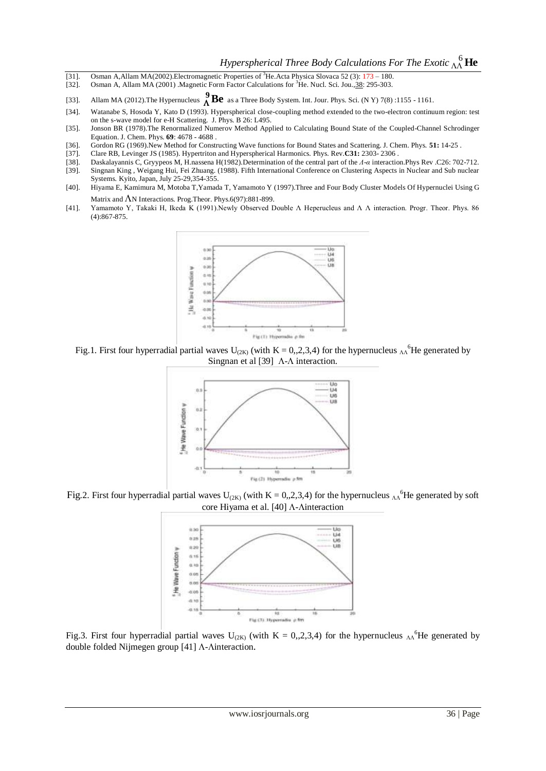[31]. Osman A, Allam MA(2002). Electromagnetic Properties of $^{3}$He. Acta Physica Slovaca 52 (3): 173 – 180.

[32]. Osman A, Allam MA (2001). Magnetic Form Factor Calculations for $^{3}$He. Nucl. Sci. Jou., 38: 295-303.

[33]. Allam MA (2012). The Hypernucleus $^{9}_{\Lambda}\mathbf{Be}$ as a Three Body System. Int. Jour. Phys. Sci. (N Y) 7(8) :1155 - 1161.

[34]. Watanabe S, Hosoda Y, Kato D (1993). Hyperspherical close-coupling method extended to the two-electron continuum region: test on the s-wave model for e-H Scattering. J. Phys. B 26: L495.

[35]. Jonson BR (1978). The Renormalized Numerov Method Applied to Calculating Bound State of the Coupled-Channel Schrodinger Equation. J. Chem. Phys. **69**: 4678 - 4688 .

[36]. Gordon RG (1969). New Method for Constructing Wave functions for Bound States and Scattering. J. Chem. Phys. **51:** 14-25 .

[37]. Clare RB, Levinger JS (1985). Hypertriton and Hyperspherical Harmonics. Phys. Rev. **C31:** 2303- 2306 .

[38]. Daskalayannis C, Gryypeos M, H.nassena H(1982). Determination of the central part of the $\Lambda$-$\alpha$ interaction. Phys Rev .C26: 702-712.

[39]. Singnan King , Weigang Hui, Fei Zhuang. (1988). Fifth International Conference on Clustering Aspects in Nuclear and Sub nuclear Systems. Kyito, Japan, July 25-29,354-355.

[40]. Hiyama E, Kamimura M, Motoba T, Yamada T, Yamamoto Y (1997). Three and Four Body Cluster Models Of Hypernuclei Using G Matrix and $\Lambda$N Interactions. Prog.Theor. Phys.6(97):881-899.

[41]. Yamamoto Y, Takaki H, Ikeda K (1991). Newly Observed Double Λ Heperucleus and Λ Λ interaction. Progr. Theor. Phys. 86 (4):867-875.

Fig.1. First four hyperradial partial waves $U_{(2K)}$ (with K = 0,,2,3,4) for the hypernucleus $_{\Lambda\Lambda}{}^{6}$He generated by Singnan et al [39] Λ-Λ interaction.

Fig.2. First four hyperradial partial waves $U_{(2K)}$ (with K = 0,,2,3,4) for the hypernucleus $_{\Lambda\Lambda}{}^{6}$He generated by soft core Hiyama et al. [40] Λ-Λinteraction

Fig.3. First four hyperradial partial waves $U_{(2K)}$ (with K = 0,,2,3,4) for the hypernucleus $_{\Lambda\Lambda}{}^{6}$He generated by double folded Nijmegen group [41] Λ-Λinteraction.